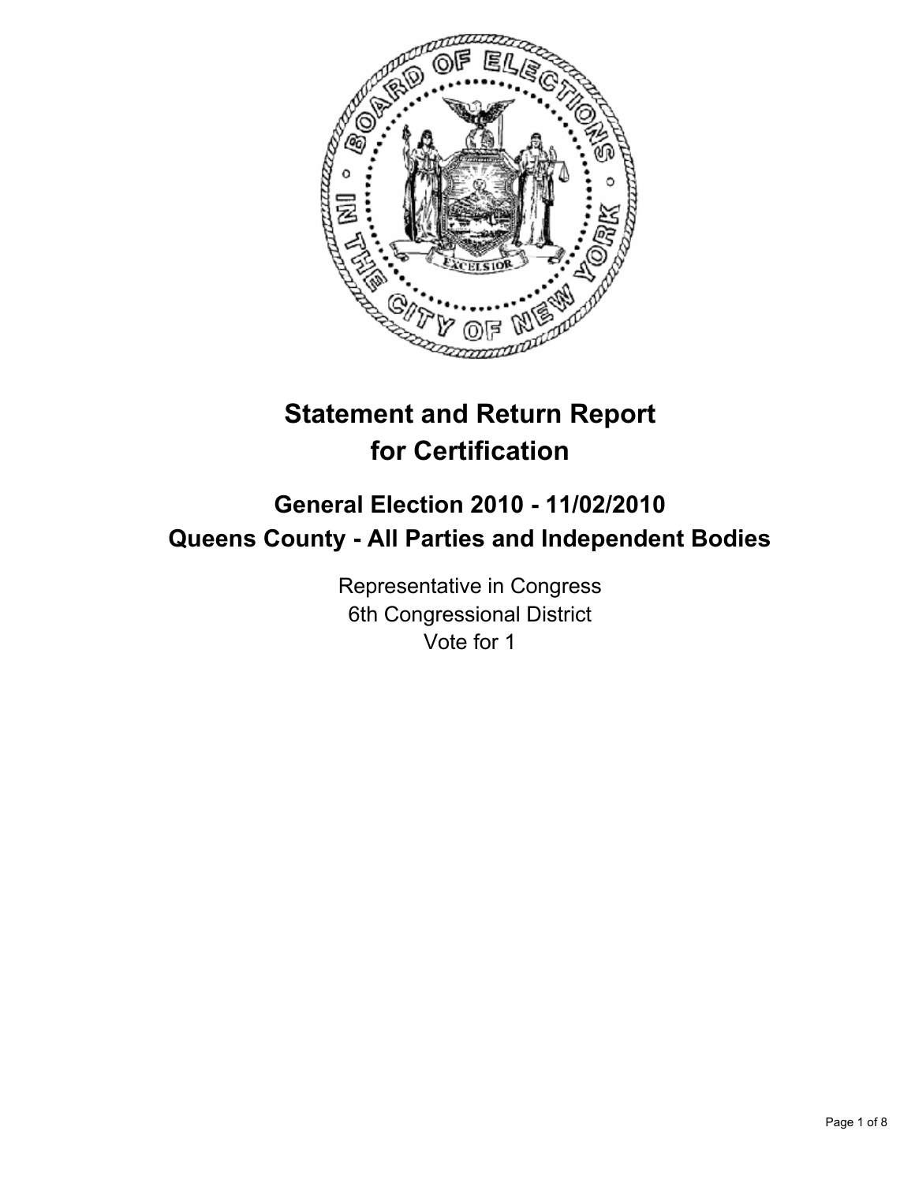# Statement and Return Report for Certification

## General Election 2010 - 11/02/2010
## Queens County - All Parties and Independent Bodies

Representative in Congress
6th Congressional District
Vote for 1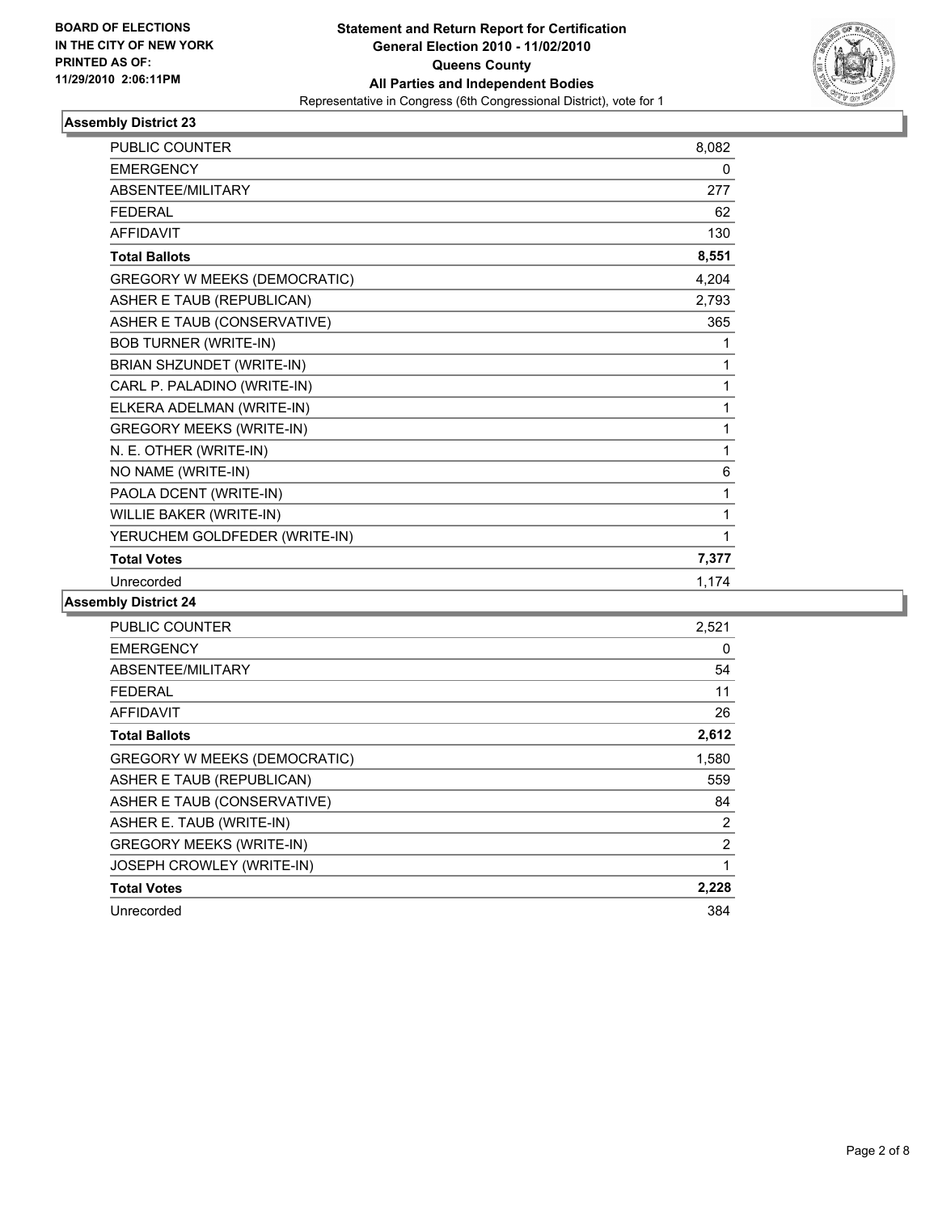**BOARD OF ELECTIONS IN THE CITY OF NEW YORK PRINTED AS OF: 11/29/2010 2:06:11PM**

**Statement and Return Report for Certification General Election 2010 - 11/02/2010 Queens County All Parties and Independent Bodies**

Representative in Congress (6th Congressional District), vote for 1

## Assembly District 23

| | |
|---|---|
| PUBLIC COUNTER | 8,082 |
| EMERGENCY | 0 |
| ABSENTEE/MILITARY | 277 |
| FEDERAL | 62 |
| AFFIDAVIT | 130 |
| **Total Ballots** | **8,551** |
| GREGORY W MEEKS (DEMOCRATIC) | 4,204 |
| ASHER E TAUB (REPUBLICAN) | 2,793 |
| ASHER E TAUB (CONSERVATIVE) | 365 |
| BOB TURNER (WRITE-IN) | 1 |
| BRIAN SHZUNDET (WRITE-IN) | 1 |
| CARL P. PALADINO (WRITE-IN) | 1 |
| ELKERA ADELMAN (WRITE-IN) | 1 |
| GREGORY MEEKS (WRITE-IN) | 1 |
| N. E. OTHER (WRITE-IN) | 1 |
| NO NAME (WRITE-IN) | 6 |
| PAOLA DCENT (WRITE-IN) | 1 |
| WILLIE BAKER (WRITE-IN) | 1 |
| YERUCHEM GOLDFEDER (WRITE-IN) | 1 |
| **Total Votes** | **7,377** |
| Unrecorded | 1,174 |

## Assembly District 24

| | |
|---|---|
| PUBLIC COUNTER | 2,521 |
| EMERGENCY | 0 |
| ABSENTEE/MILITARY | 54 |
| FEDERAL | 11 |
| AFFIDAVIT | 26 |
| **Total Ballots** | **2,612** |
| GREGORY W MEEKS (DEMOCRATIC) | 1,580 |
| ASHER E TAUB (REPUBLICAN) | 559 |
| ASHER E TAUB (CONSERVATIVE) | 84 |
| ASHER E. TAUB (WRITE-IN) | 2 |
| GREGORY MEEKS (WRITE-IN) | 2 |
| JOSEPH CROWLEY (WRITE-IN) | 1 |
| **Total Votes** | **2,228** |
| Unrecorded | 384 |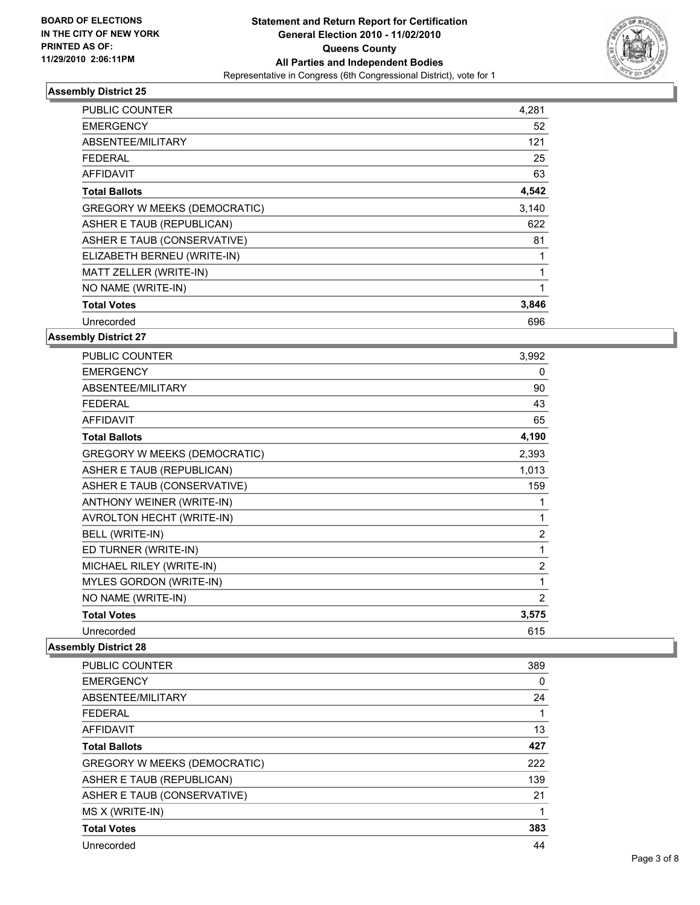BOARD OF ELECTIONS
IN THE CITY OF NEW YORK
PRINTED AS OF:
11/29/2010 2:06:11PM

**Statement and Return Report for Certification**
**General Election 2010 - 11/02/2010**
**Queens County**
**All Parties and Independent Bodies**
Representative in Congress (6th Congressional District), vote for 1

### Assembly District 25

| | |
|---|---|
| PUBLIC COUNTER | 4,281 |
| EMERGENCY | 52 |
| ABSENTEE/MILITARY | 121 |
| FEDERAL | 25 |
| AFFIDAVIT | 63 |
| **Total Ballots** | **4,542** |
| GREGORY W MEEKS (DEMOCRATIC) | 3,140 |
| ASHER E TAUB (REPUBLICAN) | 622 |
| ASHER E TAUB (CONSERVATIVE) | 81 |
| ELIZABETH BERNEU (WRITE-IN) | 1 |
| MATT ZELLER (WRITE-IN) | 1 |
| NO NAME (WRITE-IN) | 1 |
| **Total Votes** | **3,846** |
| Unrecorded | 696 |

### Assembly District 27

| | |
|---|---|
| PUBLIC COUNTER | 3,992 |
| EMERGENCY | 0 |
| ABSENTEE/MILITARY | 90 |
| FEDERAL | 43 |
| AFFIDAVIT | 65 |
| **Total Ballots** | **4,190** |
| GREGORY W MEEKS (DEMOCRATIC) | 2,393 |
| ASHER E TAUB (REPUBLICAN) | 1,013 |
| ASHER E TAUB (CONSERVATIVE) | 159 |
| ANTHONY WEINER (WRITE-IN) | 1 |
| AVROLTON HECHT (WRITE-IN) | 1 |
| BELL (WRITE-IN) | 2 |
| ED TURNER (WRITE-IN) | 1 |
| MICHAEL RILEY (WRITE-IN) | 2 |
| MYLES GORDON (WRITE-IN) | 1 |
| NO NAME (WRITE-IN) | 2 |
| **Total Votes** | **3,575** |
| Unrecorded | 615 |

### Assembly District 28

| | |
|---|---|
| PUBLIC COUNTER | 389 |
| EMERGENCY | 0 |
| ABSENTEE/MILITARY | 24 |
| FEDERAL | 1 |
| AFFIDAVIT | 13 |
| **Total Ballots** | **427** |
| GREGORY W MEEKS (DEMOCRATIC) | 222 |
| ASHER E TAUB (REPUBLICAN) | 139 |
| ASHER E TAUB (CONSERVATIVE) | 21 |
| MS X (WRITE-IN) | 1 |
| **Total Votes** | **383** |
| Unrecorded | 44 |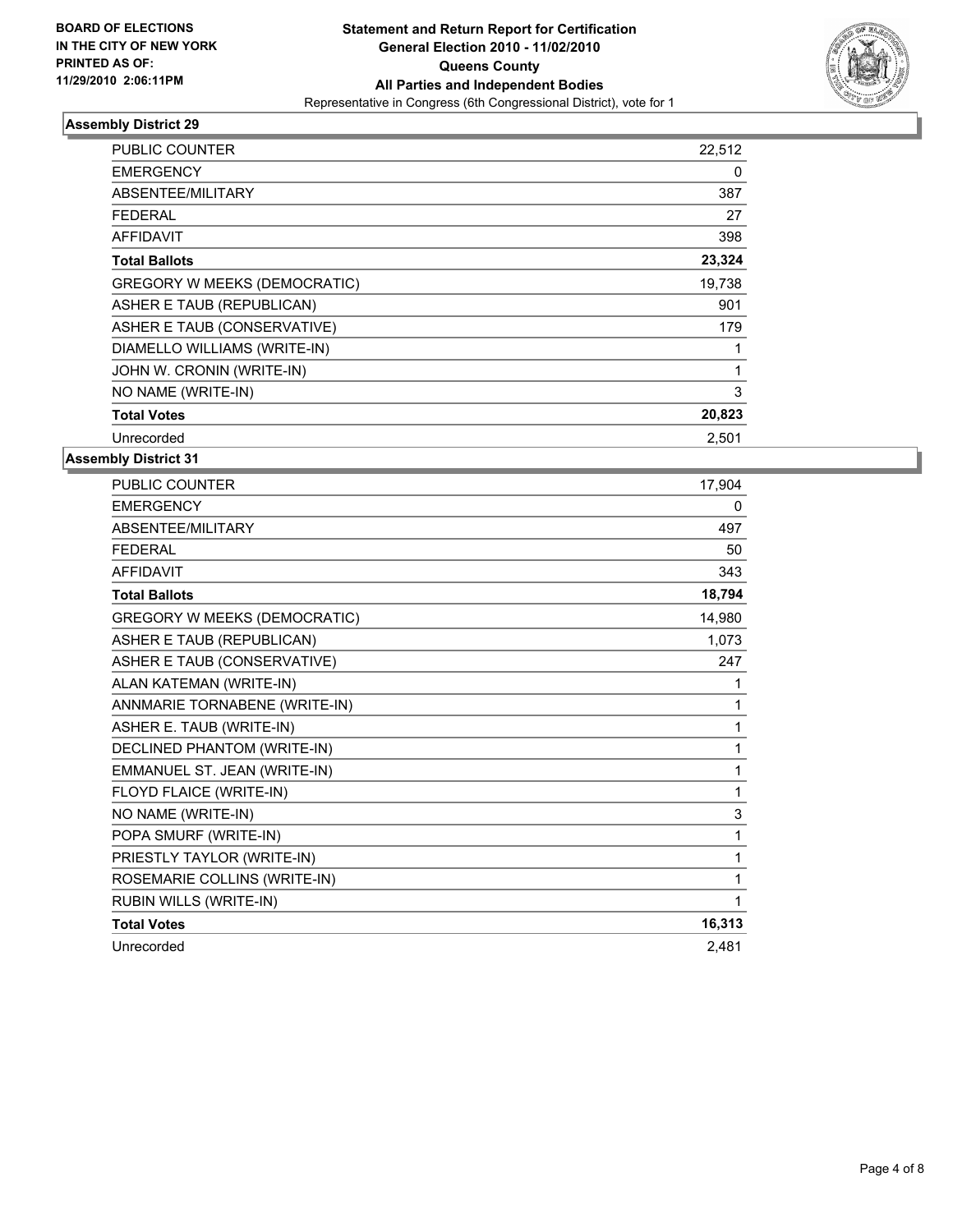**BOARD OF ELECTIONS**
**IN THE CITY OF NEW YORK**
**PRINTED AS OF:**
**11/29/2010 2:06:11PM**

**Statement and Return Report for Certification**
**General Election 2010 - 11/02/2010**
**Queens County**
**All Parties and Independent Bodies**
Representative in Congress (6th Congressional District), vote for 1

### Assembly District 29

| | |
|---|---|
| PUBLIC COUNTER | 22,512 |
| EMERGENCY | 0 |
| ABSENTEE/MILITARY | 387 |
| FEDERAL | 27 |
| AFFIDAVIT | 398 |
| **Total Ballots** | **23,324** |
| GREGORY W MEEKS (DEMOCRATIC) | 19,738 |
| ASHER E TAUB (REPUBLICAN) | 901 |
| ASHER E TAUB (CONSERVATIVE) | 179 |
| DIAMELLO WILLIAMS (WRITE-IN) | 1 |
| JOHN W. CRONIN (WRITE-IN) | 1 |
| NO NAME (WRITE-IN) | 3 |
| **Total Votes** | **20,823** |
| Unrecorded | 2,501 |

### Assembly District 31

| | |
|---|---|
| PUBLIC COUNTER | 17,904 |
| EMERGENCY | 0 |
| ABSENTEE/MILITARY | 497 |
| FEDERAL | 50 |
| AFFIDAVIT | 343 |
| **Total Ballots** | **18,794** |
| GREGORY W MEEKS (DEMOCRATIC) | 14,980 |
| ASHER E TAUB (REPUBLICAN) | 1,073 |
| ASHER E TAUB (CONSERVATIVE) | 247 |
| ALAN KATEMAN (WRITE-IN) | 1 |
| ANNMARIE TORNABENE (WRITE-IN) | 1 |
| ASHER E. TAUB (WRITE-IN) | 1 |
| DECLINED PHANTOM (WRITE-IN) | 1 |
| EMMANUEL ST. JEAN (WRITE-IN) | 1 |
| FLOYD FLAICE (WRITE-IN) | 1 |
| NO NAME (WRITE-IN) | 3 |
| POPA SMURF (WRITE-IN) | 1 |
| PRIESTLY TAYLOR (WRITE-IN) | 1 |
| ROSEMARIE COLLINS (WRITE-IN) | 1 |
| RUBIN WILLS (WRITE-IN) | 1 |
| **Total Votes** | **16,313** |
| Unrecorded | 2,481 |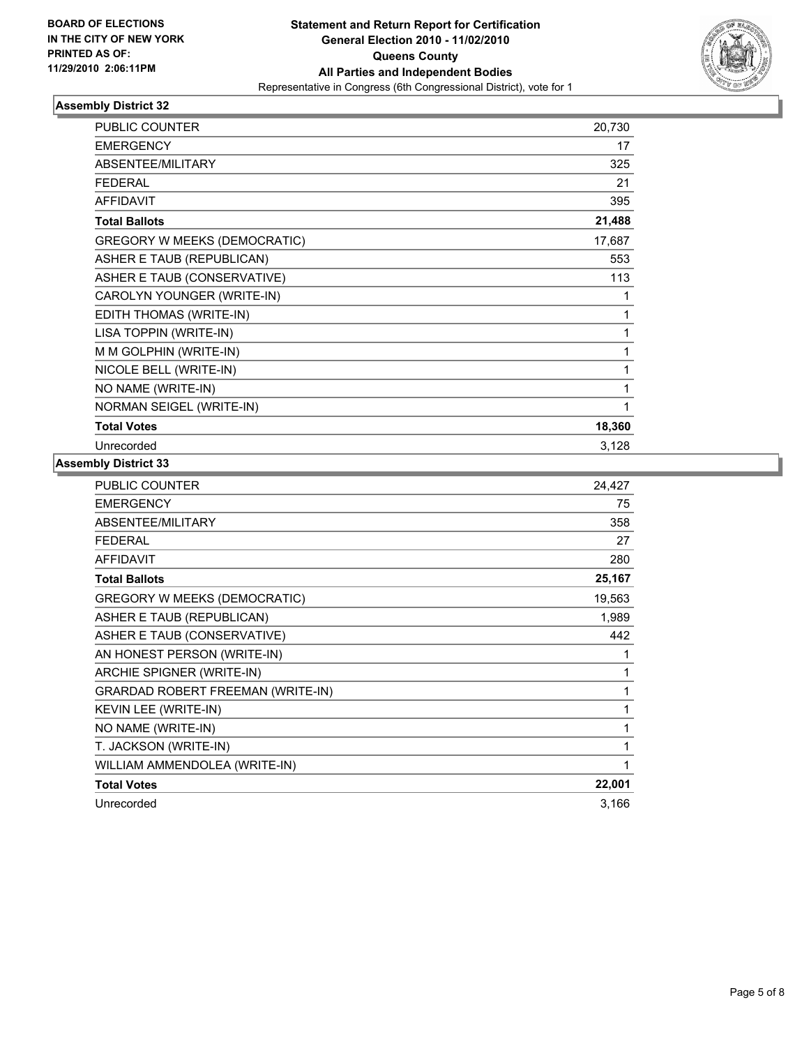**BOARD OF ELECTIONS IN THE CITY OF NEW YORK PRINTED AS OF: 11/29/2010 2:06:11PM**

# Statement and Return Report for Certification
## General Election 2010 - 11/02/2010
## Queens County
## All Parties and Independent Bodies
Representative in Congress (6th Congressional District), vote for 1

### Assembly District 32

| | |
|---|---|
| PUBLIC COUNTER | 20,730 |
| EMERGENCY | 17 |
| ABSENTEE/MILITARY | 325 |
| FEDERAL | 21 |
| AFFIDAVIT | 395 |
| **Total Ballots** | **21,488** |
| GREGORY W MEEKS (DEMOCRATIC) | 17,687 |
| ASHER E TAUB (REPUBLICAN) | 553 |
| ASHER E TAUB (CONSERVATIVE) | 113 |
| CAROLYN YOUNGER (WRITE-IN) | 1 |
| EDITH THOMAS (WRITE-IN) | 1 |
| LISA TOPPIN (WRITE-IN) | 1 |
| M M GOLPHIN (WRITE-IN) | 1 |
| NICOLE BELL (WRITE-IN) | 1 |
| NO NAME (WRITE-IN) | 1 |
| NORMAN SEIGEL (WRITE-IN) | 1 |
| **Total Votes** | **18,360** |
| Unrecorded | 3,128 |

### Assembly District 33

| | |
|---|---|
| PUBLIC COUNTER | 24,427 |
| EMERGENCY | 75 |
| ABSENTEE/MILITARY | 358 |
| FEDERAL | 27 |
| AFFIDAVIT | 280 |
| **Total Ballots** | **25,167** |
| GREGORY W MEEKS (DEMOCRATIC) | 19,563 |
| ASHER E TAUB (REPUBLICAN) | 1,989 |
| ASHER E TAUB (CONSERVATIVE) | 442 |
| AN HONEST PERSON (WRITE-IN) | 1 |
| ARCHIE SPIGNER (WRITE-IN) | 1 |
| GRARDAD ROBERT FREEMAN (WRITE-IN) | 1 |
| KEVIN LEE (WRITE-IN) | 1 |
| NO NAME (WRITE-IN) | 1 |
| T. JACKSON (WRITE-IN) | 1 |
| WILLIAM AMMENDOLEA (WRITE-IN) | 1 |
| **Total Votes** | **22,001** |
| Unrecorded | 3,166 |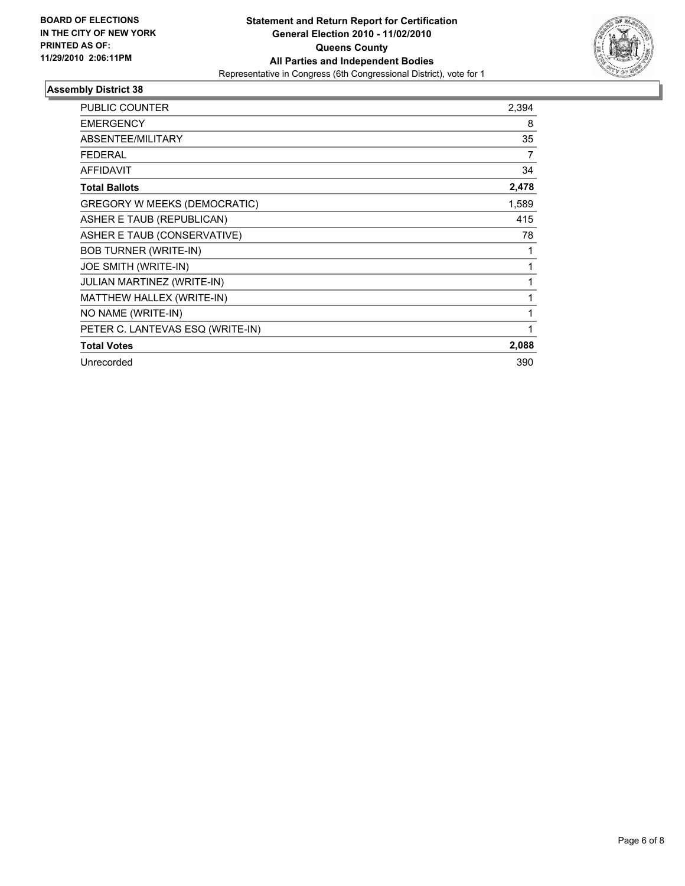**BOARD OF ELECTIONS IN THE CITY OF NEW YORK PRINTED AS OF: 11/29/2010 2:06:11PM**

**Statement and Return Report for Certification**
**General Election 2010 - 11/02/2010**
**Queens County**
**All Parties and Independent Bodies**
Representative in Congress (6th Congressional District), vote for 1

## Assembly District 38

| | |
|---|---|
| PUBLIC COUNTER | 2,394 |
| EMERGENCY | 8 |
| ABSENTEE/MILITARY | 35 |
| FEDERAL | 7 |
| AFFIDAVIT | 34 |
| **Total Ballots** | **2,478** |
| GREGORY W MEEKS (DEMOCRATIC) | 1,589 |
| ASHER E TAUB (REPUBLICAN) | 415 |
| ASHER E TAUB (CONSERVATIVE) | 78 |
| BOB TURNER (WRITE-IN) | 1 |
| JOE SMITH (WRITE-IN) | 1 |
| JULIAN MARTINEZ (WRITE-IN) | 1 |
| MATTHEW HALLEX (WRITE-IN) | 1 |
| NO NAME (WRITE-IN) | 1 |
| PETER C. LANTEVAS ESQ (WRITE-IN) | 1 |
| **Total Votes** | **2,088** |
| Unrecorded | 390 |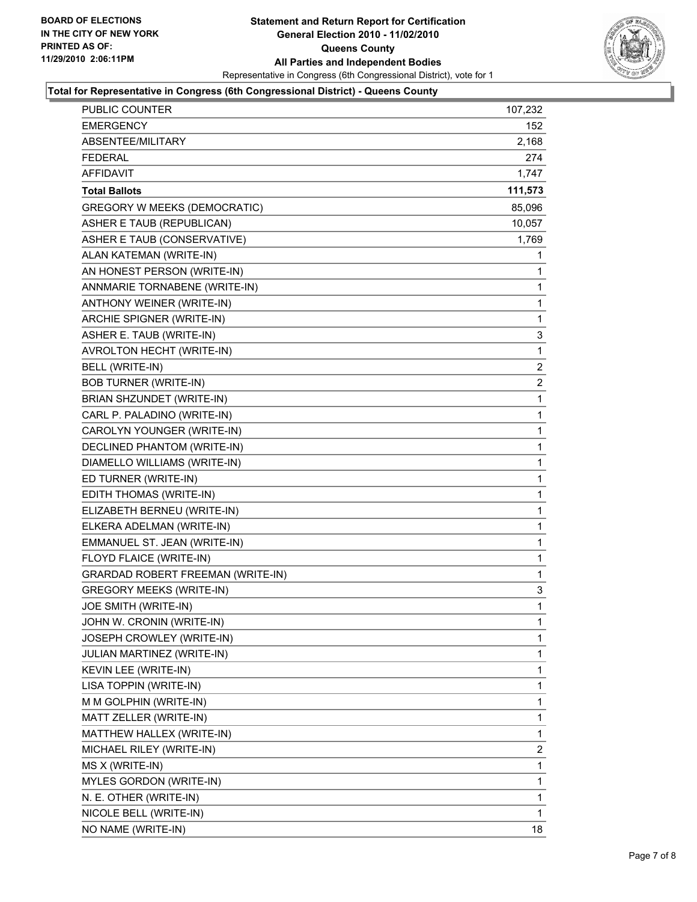**BOARD OF ELECTIONS IN THE CITY OF NEW YORK PRINTED AS OF: 11/29/2010 2:06:11PM**

# Statement and Return Report for Certification
## General Election 2010 - 11/02/2010
## Queens County
## All Parties and Independent Bodies
Representative in Congress (6th Congressional District), vote for 1

### Total for Representative in Congress (6th Congressional District) - Queens County

| | |
|---|---|
| PUBLIC COUNTER | 107,232 |
| EMERGENCY | 152 |
| ABSENTEE/MILITARY | 2,168 |
| FEDERAL | 274 |
| AFFIDAVIT | 1,747 |
| **Total Ballots** | **111,573** |
| GREGORY W MEEKS (DEMOCRATIC) | 85,096 |
| ASHER E TAUB (REPUBLICAN) | 10,057 |
| ASHER E TAUB (CONSERVATIVE) | 1,769 |
| ALAN KATEMAN (WRITE-IN) | 1 |
| AN HONEST PERSON (WRITE-IN) | 1 |
| ANNMARIE TORNABENE (WRITE-IN) | 1 |
| ANTHONY WEINER (WRITE-IN) | 1 |
| ARCHIE SPIGNER (WRITE-IN) | 1 |
| ASHER E. TAUB (WRITE-IN) | 3 |
| AVROLTON HECHT (WRITE-IN) | 1 |
| BELL (WRITE-IN) | 2 |
| BOB TURNER (WRITE-IN) | 2 |
| BRIAN SHZUNDET (WRITE-IN) | 1 |
| CARL P. PALADINO (WRITE-IN) | 1 |
| CAROLYN YOUNGER (WRITE-IN) | 1 |
| DECLINED PHANTOM (WRITE-IN) | 1 |
| DIAMELLO WILLIAMS (WRITE-IN) | 1 |
| ED TURNER (WRITE-IN) | 1 |
| EDITH THOMAS (WRITE-IN) | 1 |
| ELIZABETH BERNEU (WRITE-IN) | 1 |
| ELKERA ADELMAN (WRITE-IN) | 1 |
| EMMANUEL ST. JEAN (WRITE-IN) | 1 |
| FLOYD FLAICE (WRITE-IN) | 1 |
| GRARDAD ROBERT FREEMAN (WRITE-IN) | 1 |
| GREGORY MEEKS (WRITE-IN) | 3 |
| JOE SMITH (WRITE-IN) | 1 |
| JOHN W. CRONIN (WRITE-IN) | 1 |
| JOSEPH CROWLEY (WRITE-IN) | 1 |
| JULIAN MARTINEZ (WRITE-IN) | 1 |
| KEVIN LEE (WRITE-IN) | 1 |
| LISA TOPPIN (WRITE-IN) | 1 |
| M M GOLPHIN (WRITE-IN) | 1 |
| MATT ZELLER (WRITE-IN) | 1 |
| MATTHEW HALLEX (WRITE-IN) | 1 |
| MICHAEL RILEY (WRITE-IN) | 2 |
| MS X (WRITE-IN) | 1 |
| MYLES GORDON (WRITE-IN) | 1 |
| N. E. OTHER (WRITE-IN) | 1 |
| NICOLE BELL (WRITE-IN) | 1 |
| NO NAME (WRITE-IN) | 18 |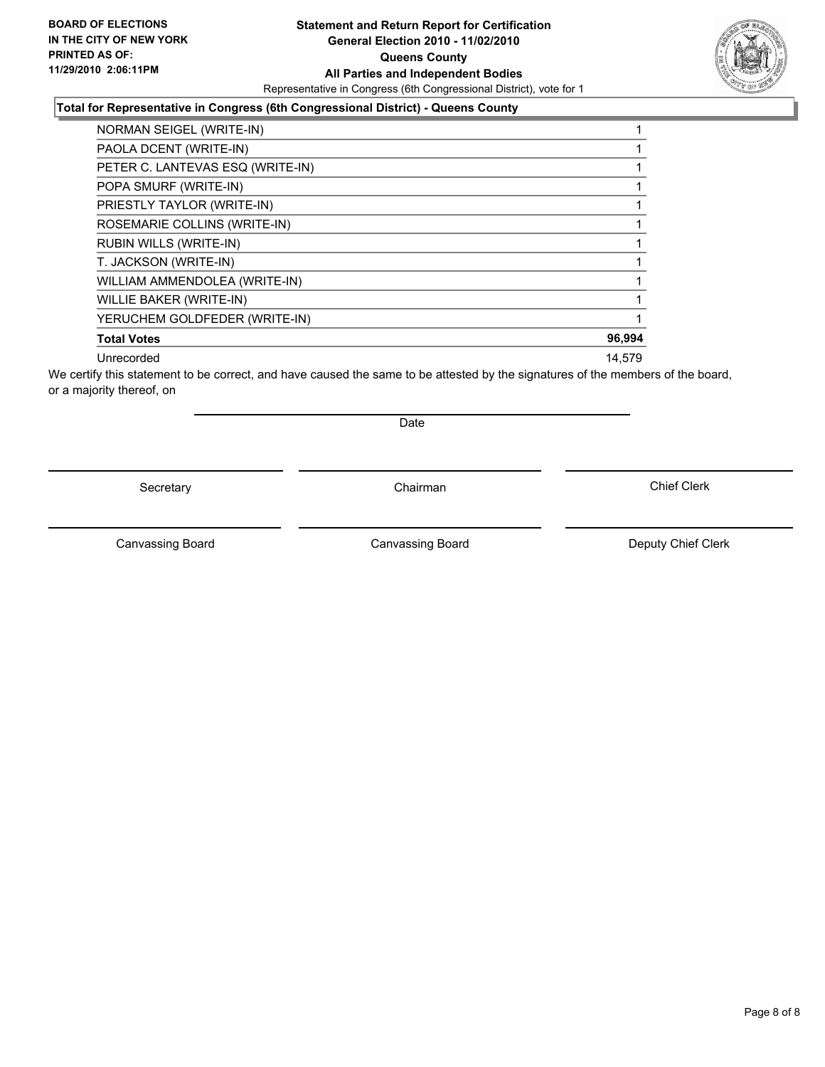**BOARD OF ELECTIONS IN THE CITY OF NEW YORK PRINTED AS OF: 11/29/2010 2:06:11PM**

**Statement and Return Report for Certification**
**General Election 2010 - 11/02/2010**
**Queens County**
**All Parties and Independent Bodies**

Representative in Congress (6th Congressional District), vote for 1

**Total for Representative in Congress (6th Congressional District) - Queens County**

| | |
|---|---|
| NORMAN SEIGEL (WRITE-IN) | 1 |
| PAOLA DCENT (WRITE-IN) | 1 |
| PETER C. LANTEVAS ESQ (WRITE-IN) | 1 |
| POPA SMURF (WRITE-IN) | 1 |
| PRIESTLY TAYLOR (WRITE-IN) | 1 |
| ROSEMARIE COLLINS (WRITE-IN) | 1 |
| RUBIN WILLS (WRITE-IN) | 1 |
| T. JACKSON (WRITE-IN) | 1 |
| WILLIAM AMMENDOLEA (WRITE-IN) | 1 |
| WILLIE BAKER (WRITE-IN) | 1 |
| YERUCHEM GOLDFEDER (WRITE-IN) | 1 |
| **Total Votes** | **96,994** |
| Unrecorded | 14,579 |

We certify this statement to be correct, and have caused the same to be attested by the signatures of the members of the board, or a majority thereof, on

Date

Secretary

Chairman

Chief Clerk

Canvassing Board

Canvassing Board

Deputy Chief Clerk